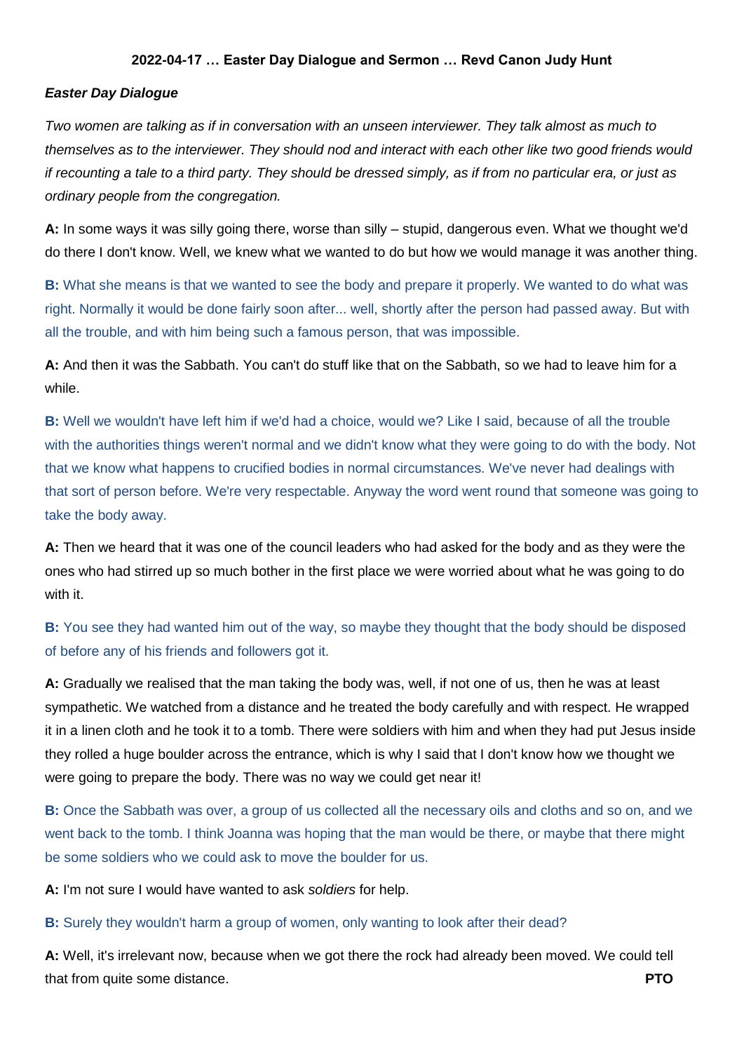**2022-04-17 … Easter Day Dialogue and Sermon … Revd Canon Judy Hunt**

***Easter Day Dialogue***

*Two women are talking as if in conversation with an unseen interviewer. They talk almost as much to themselves as to the interviewer. They should nod and interact with each other like two good friends would if recounting a tale to a third party. They should be dressed simply, as if from no particular era, or just as ordinary people from the congregation.*

**A:** In some ways it was silly going there, worse than silly – stupid, dangerous even. What we thought we'd do there I don't know. Well, we knew what we wanted to do but how we would manage it was another thing.

**B:** What she means is that we wanted to see the body and prepare it properly. We wanted to do what was right. Normally it would be done fairly soon after... well, shortly after the person had passed away. But with all the trouble, and with him being such a famous person, that was impossible.

**A:** And then it was the Sabbath. You can't do stuff like that on the Sabbath, so we had to leave him for a while.

**B:** Well we wouldn't have left him if we'd had a choice, would we? Like I said, because of all the trouble with the authorities things weren't normal and we didn't know what they were going to do with the body. Not that we know what happens to crucified bodies in normal circumstances. We've never had dealings with that sort of person before. We're very respectable. Anyway the word went round that someone was going to take the body away.

**A:** Then we heard that it was one of the council leaders who had asked for the body and as they were the ones who had stirred up so much bother in the first place we were worried about what he was going to do with it.

**B:** You see they had wanted him out of the way, so maybe they thought that the body should be disposed of before any of his friends and followers got it.

**A:** Gradually we realised that the man taking the body was, well, if not one of us, then he was at least sympathetic. We watched from a distance and he treated the body carefully and with respect. He wrapped it in a linen cloth and he took it to a tomb. There were soldiers with him and when they had put Jesus inside they rolled a huge boulder across the entrance, which is why I said that I don't know how we thought we were going to prepare the body. There was no way we could get near it!

**B:** Once the Sabbath was over, a group of us collected all the necessary oils and cloths and so on, and we went back to the tomb. I think Joanna was hoping that the man would be there, or maybe that there might be some soldiers who we could ask to move the boulder for us.

**A:** I'm not sure I would have wanted to ask *soldiers* for help.

**B:** Surely they wouldn't harm a group of women, only wanting to look after their dead?

**A:** Well, it's irrelevant now, because when we got there the rock had already been moved. We could tell that from quite some distance.

**PTO**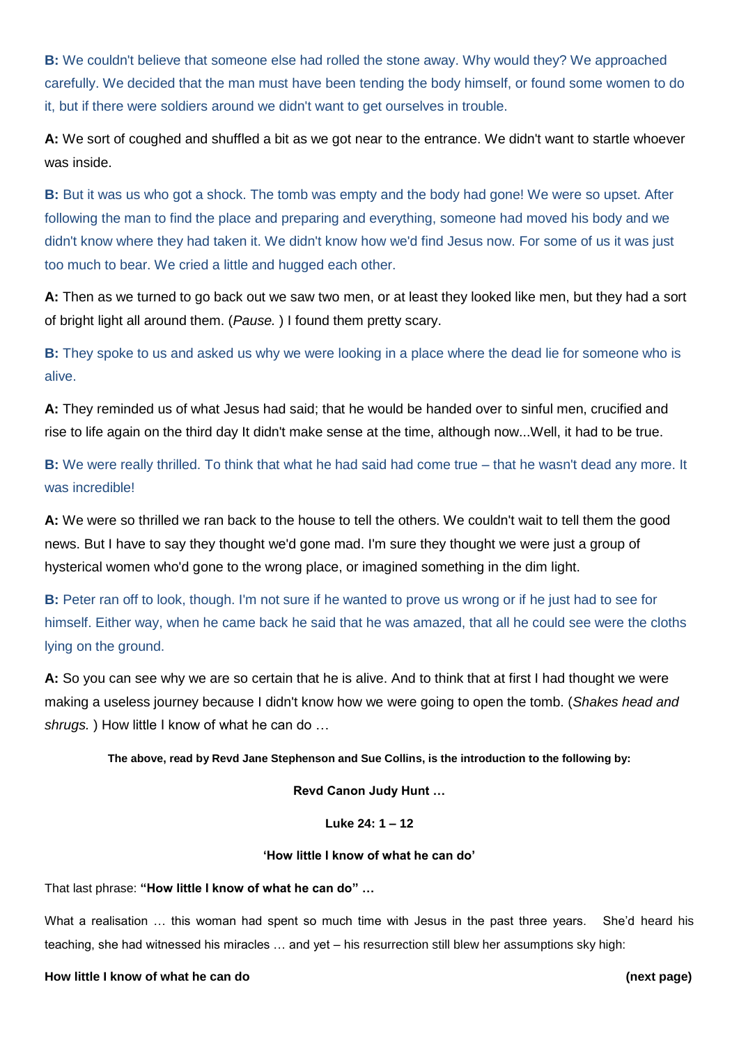**B:** We couldn't believe that someone else had rolled the stone away. Why would they? We approached carefully. We decided that the man must have been tending the body himself, or found some women to do it, but if there were soldiers around we didn't want to get ourselves in trouble.

**A:** We sort of coughed and shuffled a bit as we got near to the entrance. We didn't want to startle whoever was inside.

**B:** But it was us who got a shock. The tomb was empty and the body had gone! We were so upset. After following the man to find the place and preparing and everything, someone had moved his body and we didn't know where they had taken it. We didn't know how we'd find Jesus now. For some of us it was just too much to bear. We cried a little and hugged each other.

**A:** Then as we turned to go back out we saw two men, or at least they looked like men, but they had a sort of bright light all around them. (*Pause.* ) I found them pretty scary.

**B:** They spoke to us and asked us why we were looking in a place where the dead lie for someone who is alive.

**A:** They reminded us of what Jesus had said; that he would be handed over to sinful men, crucified and rise to life again on the third day It didn't make sense at the time, although now...Well, it had to be true.

**B:** We were really thrilled. To think that what he had said had come true – that he wasn't dead any more. It was incredible!

**A:** We were so thrilled we ran back to the house to tell the others. We couldn't wait to tell them the good news. But I have to say they thought we'd gone mad. I'm sure they thought we were just a group of hysterical women who'd gone to the wrong place, or imagined something in the dim light.

**B:** Peter ran off to look, though. I'm not sure if he wanted to prove us wrong or if he just had to see for himself. Either way, when he came back he said that he was amazed, that all he could see were the cloths lying on the ground.

**A:** So you can see why we are so certain that he is alive. And to think that at first I had thought we were making a useless journey because I didn't know how we were going to open the tomb. (*Shakes head and shrugs.* ) How little I know of what he can do …

**The above, read by Revd Jane Stephenson and Sue Collins, is the introduction to the following by:**

**Revd Canon Judy Hunt …**

**Luke 24: 1 – 12**

**'How little I know of what he can do'**

That last phrase: **"How little I know of what he can do" …**

What a realisation … this woman had spent so much time with Jesus in the past three years. She'd heard his teaching, she had witnessed his miracles … and yet – his resurrection still blew her assumptions sky high:

**How little I know of what he can do** **(next page)**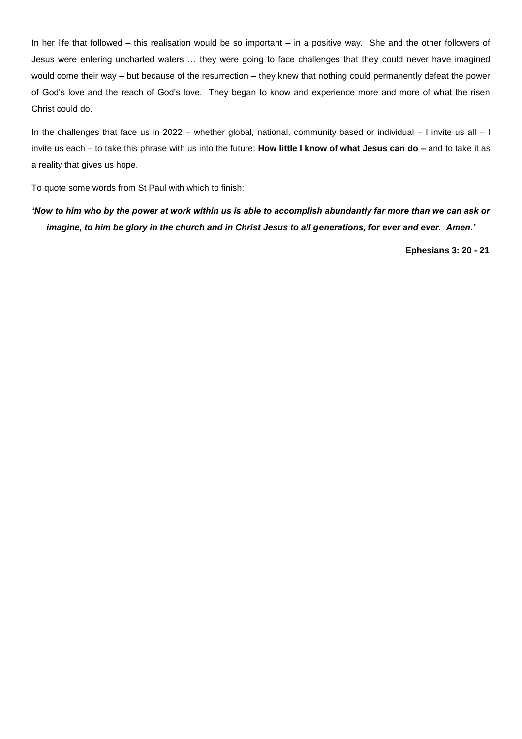In her life that followed – this realisation would be so important – in a positive way. She and the other followers of Jesus were entering uncharted waters … they were going to face challenges that they could never have imagined would come their way – but because of the resurrection – they knew that nothing could permanently defeat the power of God's love and the reach of God's love. They began to know and experience more and more of what the risen Christ could do.

In the challenges that face us in 2022 – whether global, national, community based or individual – I invite us all – I invite us each – to take this phrase with us into the future: **How little I know of what Jesus can do –** and to take it as a reality that gives us hope.

To quote some words from St Paul with which to finish:

***'Now to him who by the power at work within us is able to accomplish abundantly far more than we can ask or imagine, to him be glory in the church and in Christ Jesus to all generations, for ever and ever. Amen.'***

**Ephesians 3: 20 - 21**